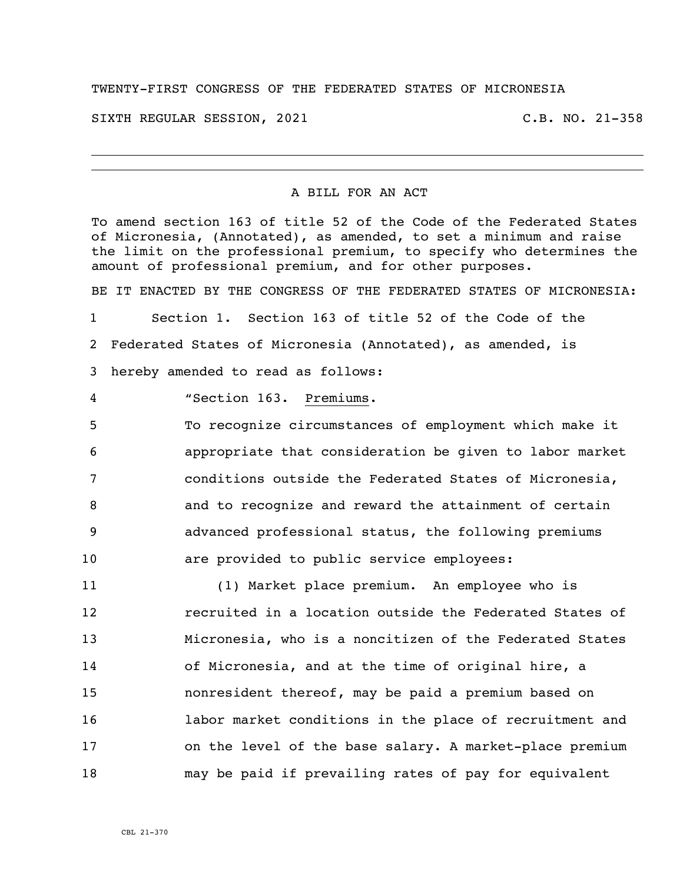TWENTY-FIRST CONGRESS OF THE FEDERATED STATES OF MICRONESIA

SIXTH REGULAR SESSION, 2021 C.B. NO. 21-358

# A BILL FOR AN ACT

To amend section 163 of title 52 of the Code of the Federated States of Micronesia, (Annotated), as amended, to set a minimum and raise the limit on the professional premium, to specify who determines the amount of professional premium, and for other purposes.

BE IT ENACTED BY THE CONGRESS OF THE FEDERATED STATES OF MICRONESIA:

1 Section 1. Section 163 of title 52 of the Code of the
2 Federated States of Micronesia (Annotated), as amended, is
3 hereby amended to read as follows:

4 "Section 163. Premiums.

5 To recognize circumstances of employment which make it
6 appropriate that consideration be given to labor market
7 conditions outside the Federated States of Micronesia,
8 and to recognize and reward the attainment of certain
9 advanced professional status, the following premiums
10 are provided to public service employees:

11 (1) Market place premium. An employee who is
12 recruited in a location outside the Federated States of
13 Micronesia, who is a noncitizen of the Federated States
14 of Micronesia, and at the time of original hire, a
15 nonresident thereof, may be paid a premium based on
16 labor market conditions in the place of recruitment and
17 on the level of the base salary. A market-place premium
18 may be paid if prevailing rates of pay for equivalent

CBL 21-370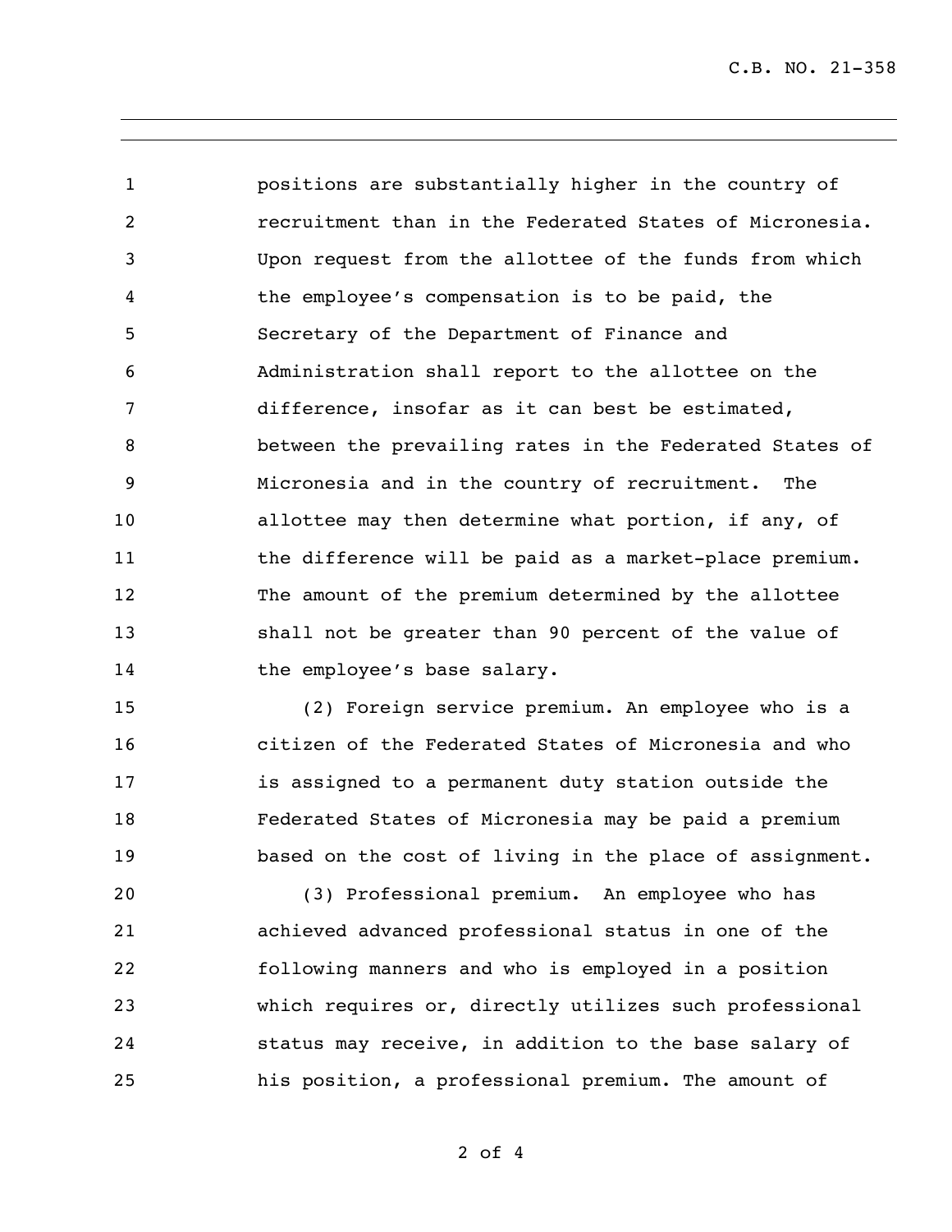positions are substantially higher in the country of recruitment than in the Federated States of Micronesia. Upon request from the allottee of the funds from which the employee's compensation is to be paid, the Secretary of the Department of Finance and Administration shall report to the allottee on the difference, insofar as it can best be estimated, between the prevailing rates in the Federated States of Micronesia and in the country of recruitment. The allottee may then determine what portion, if any, of the difference will be paid as a market-place premium. The amount of the premium determined by the allottee shall not be greater than 90 percent of the value of the employee's base salary.

(2) Foreign service premium. An employee who is a citizen of the Federated States of Micronesia and who is assigned to a permanent duty station outside the Federated States of Micronesia may be paid a premium based on the cost of living in the place of assignment.

(3) Professional premium. An employee who has achieved advanced professional status in one of the following manners and who is employed in a position which requires or, directly utilizes such professional status may receive, in addition to the base salary of his position, a professional premium. The amount of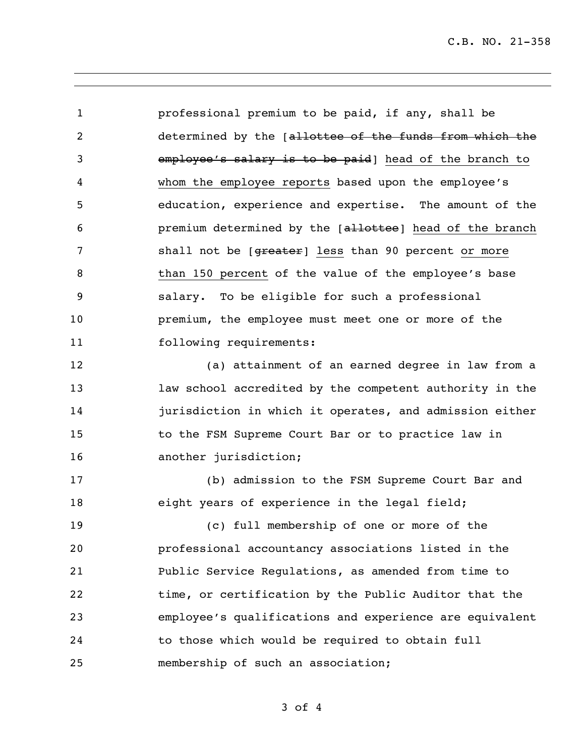professional premium to be paid, if any, shall be determined by the [~~allottee of the funds from which the employee's salary is to be paid~~] head of the branch to whom the employee reports based upon the employee's education, experience and expertise. The amount of the premium determined by the [~~allottee~~] head of the branch shall not be [~~greater~~] less than 90 percent or more than 150 percent of the value of the employee's base salary. To be eligible for such a professional premium, the employee must meet one or more of the following requirements:

(a) attainment of an earned degree in law from a law school accredited by the competent authority in the jurisdiction in which it operates, and admission either to the FSM Supreme Court Bar or to practice law in another jurisdiction;

(b) admission to the FSM Supreme Court Bar and eight years of experience in the legal field;

(c) full membership of one or more of the professional accountancy associations listed in the Public Service Regulations, as amended from time to time, or certification by the Public Auditor that the employee's qualifications and experience are equivalent to those which would be required to obtain full membership of such an association;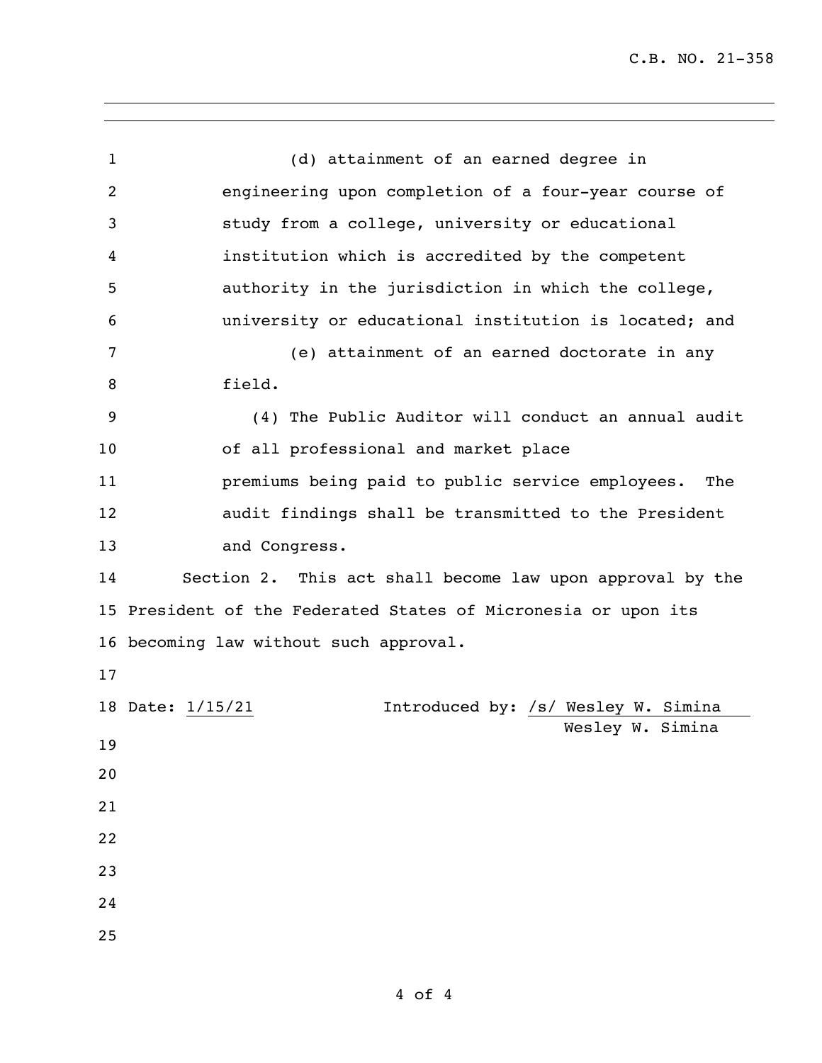(d) attainment of an earned degree in engineering upon completion of a four-year course of study from a college, university or educational institution which is accredited by the competent authority in the jurisdiction in which the college, university or educational institution is located; and

(e) attainment of an earned doctorate in any field.

(4) The Public Auditor will conduct an annual audit of all professional and market place premiums being paid to public service employees. The audit findings shall be transmitted to the President and Congress.

Section 2. This act shall become law upon approval by the President of the Federated States of Micronesia or upon its becoming law without such approval.

Date: 1/15/21

Introduced by: /s/ Wesley W. Simina

Wesley W. Simina